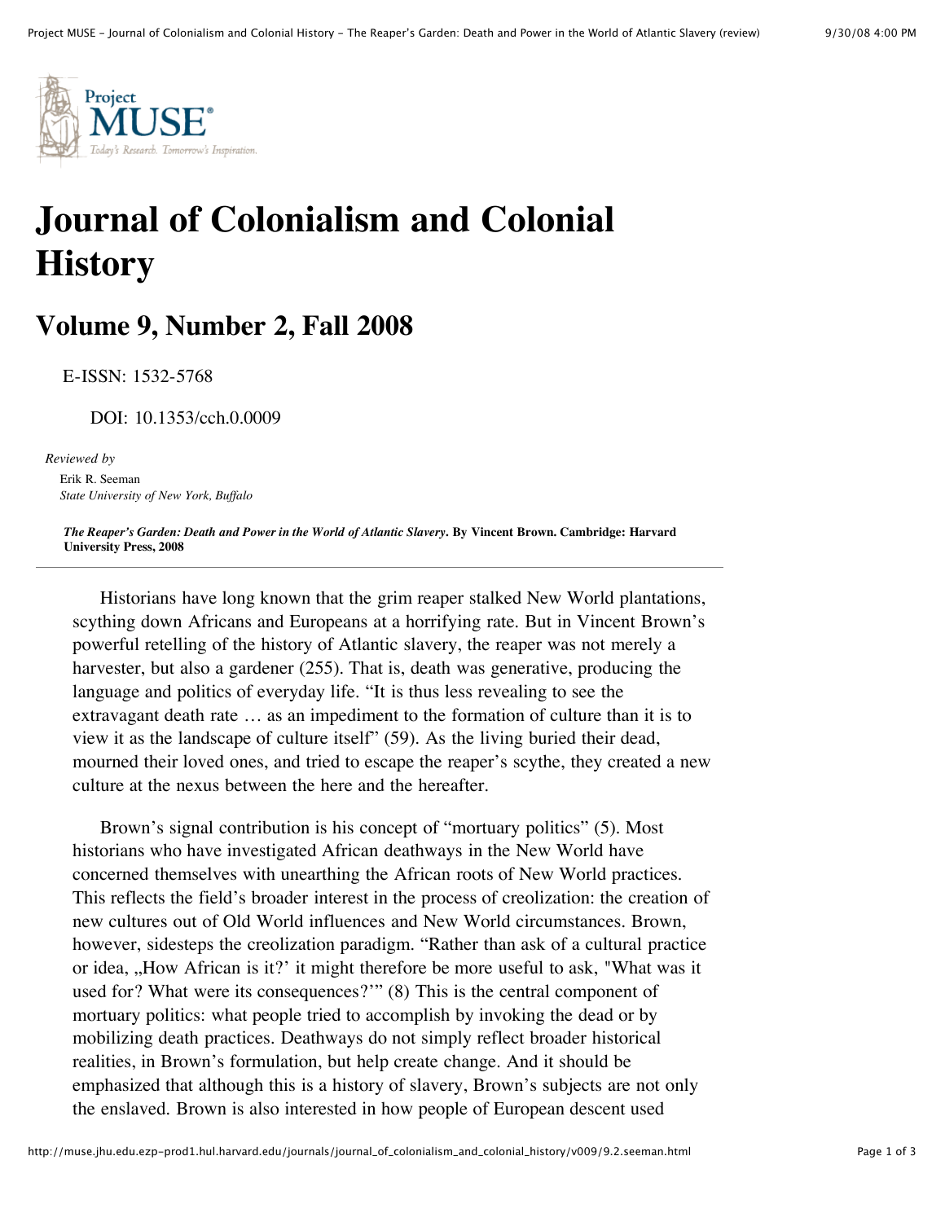# Journal of Colonialism and Colonial History

## Volume 9, Number 2, Fall 2008

E-ISSN: 1532-5768

DOI: 10.1353/cch.0.0009

*Reviewed by*

Erik R. Seeman
*State University of New York, Buffalo*

***The Reaper's Garden: Death and Power in the World of Atlantic Slavery*. By Vincent Brown. Cambridge: Harvard University Press, 2008**

---

Historians have long known that the grim reaper stalked New World plantations, scything down Africans and Europeans at a horrifying rate. But in Vincent Brown's powerful retelling of the history of Atlantic slavery, the reaper was not merely a harvester, but also a gardener (255). That is, death was generative, producing the language and politics of everyday life. "It is thus less revealing to see the extravagant death rate … as an impediment to the formation of culture than it is to view it as the landscape of culture itself" (59). As the living buried their dead, mourned their loved ones, and tried to escape the reaper's scythe, they created a new culture at the nexus between the here and the hereafter.

Brown's signal contribution is his concept of "mortuary politics" (5). Most historians who have investigated African deathways in the New World have concerned themselves with unearthing the African roots of New World practices. This reflects the field's broader interest in the process of creolization: the creation of new cultures out of Old World influences and New World circumstances. Brown, however, sidesteps the creolization paradigm. "Rather than ask of a cultural practice or idea, „How African is it?' it might therefore be more useful to ask, "What was it used for? What were its consequences?'" (8) This is the central component of mortuary politics: what people tried to accomplish by invoking the dead or by mobilizing death practices. Deathways do not simply reflect broader historical realities, in Brown's formulation, but help create change. And it should be emphasized that although this is a history of slavery, Brown's subjects are not only the enslaved. Brown is also interested in how people of European descent used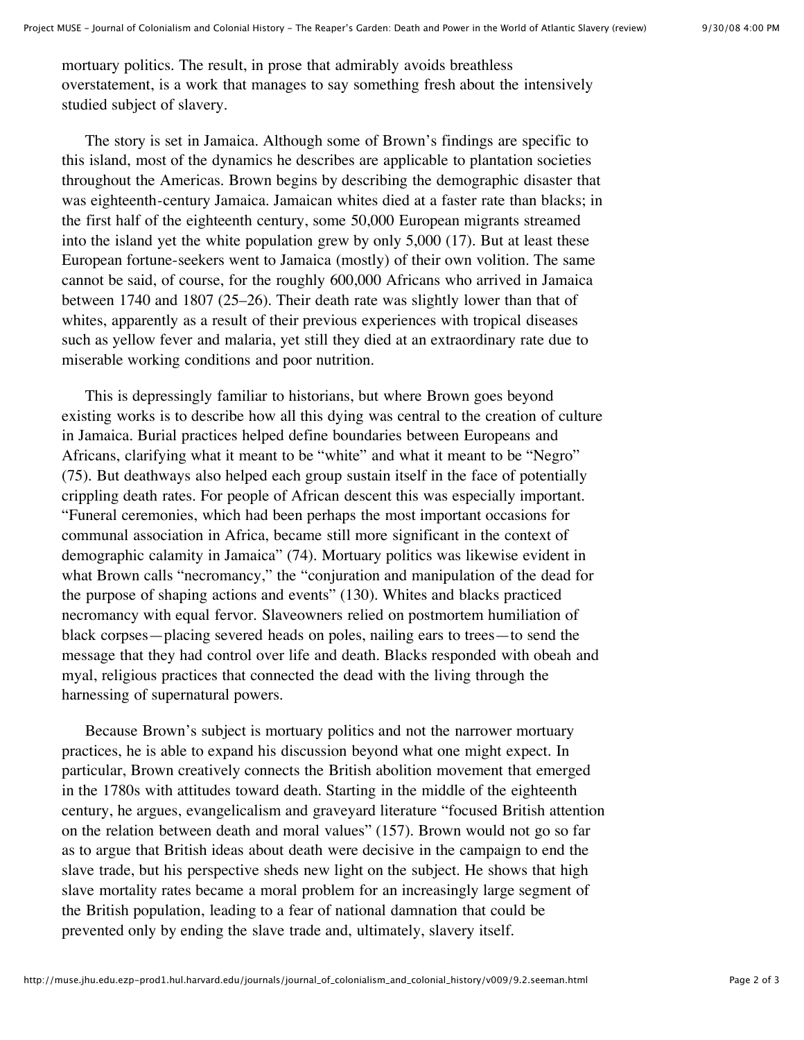mortuary politics. The result, in prose that admirably avoids breathless overstatement, is a work that manages to say something fresh about the intensively studied subject of slavery.

The story is set in Jamaica. Although some of Brown's findings are specific to this island, most of the dynamics he describes are applicable to plantation societies throughout the Americas. Brown begins by describing the demographic disaster that was eighteenth-century Jamaica. Jamaican whites died at a faster rate than blacks; in the first half of the eighteenth century, some 50,000 European migrants streamed into the island yet the white population grew by only 5,000 (17). But at least these European fortune-seekers went to Jamaica (mostly) of their own volition. The same cannot be said, of course, for the roughly 600,000 Africans who arrived in Jamaica between 1740 and 1807 (25–26). Their death rate was slightly lower than that of whites, apparently as a result of their previous experiences with tropical diseases such as yellow fever and malaria, yet still they died at an extraordinary rate due to miserable working conditions and poor nutrition.

This is depressingly familiar to historians, but where Brown goes beyond existing works is to describe how all this dying was central to the creation of culture in Jamaica. Burial practices helped define boundaries between Europeans and Africans, clarifying what it meant to be "white" and what it meant to be "Negro" (75). But deathways also helped each group sustain itself in the face of potentially crippling death rates. For people of African descent this was especially important. "Funeral ceremonies, which had been perhaps the most important occasions for communal association in Africa, became still more significant in the context of demographic calamity in Jamaica" (74). Mortuary politics was likewise evident in what Brown calls "necromancy," the "conjuration and manipulation of the dead for the purpose of shaping actions and events" (130). Whites and blacks practiced necromancy with equal fervor. Slaveowners relied on postmortem humiliation of black corpses—placing severed heads on poles, nailing ears to trees—to send the message that they had control over life and death. Blacks responded with obeah and myal, religious practices that connected the dead with the living through the harnessing of supernatural powers.

Because Brown's subject is mortuary politics and not the narrower mortuary practices, he is able to expand his discussion beyond what one might expect. In particular, Brown creatively connects the British abolition movement that emerged in the 1780s with attitudes toward death. Starting in the middle of the eighteenth century, he argues, evangelicalism and graveyard literature "focused British attention on the relation between death and moral values" (157). Brown would not go so far as to argue that British ideas about death were decisive in the campaign to end the slave trade, but his perspective sheds new light on the subject. He shows that high slave mortality rates became a moral problem for an increasingly large segment of the British population, leading to a fear of national damnation that could be prevented only by ending the slave trade and, ultimately, slavery itself.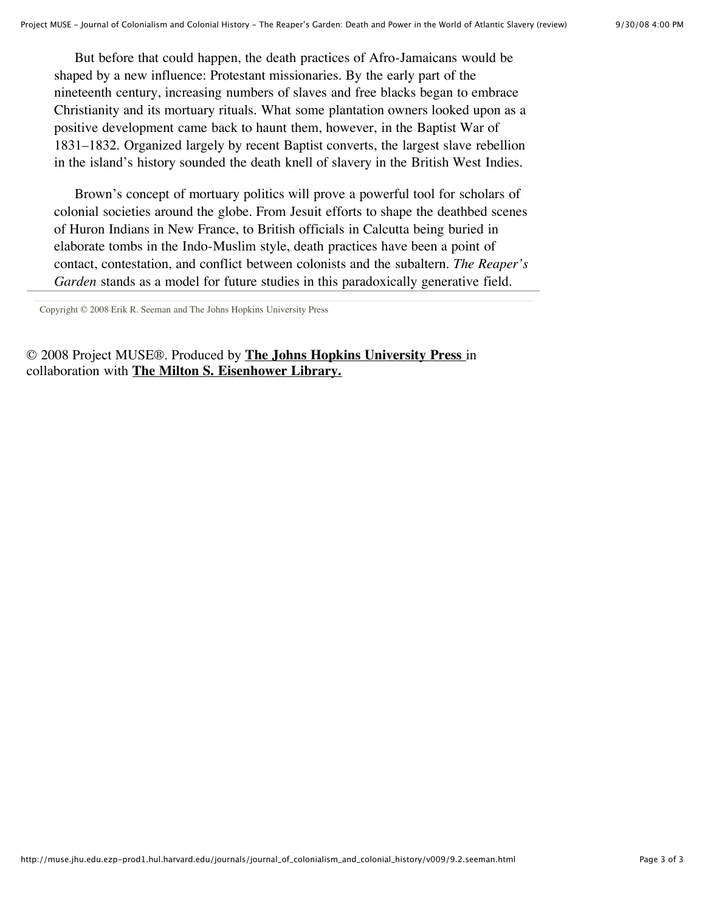But before that could happen, the death practices of Afro-Jamaicans would be shaped by a new influence: Protestant missionaries. By the early part of the nineteenth century, increasing numbers of slaves and free blacks began to embrace Christianity and its mortuary rituals. What some plantation owners looked upon as a positive development came back to haunt them, however, in the Baptist War of 1831–1832. Organized largely by recent Baptist converts, the largest slave rebellion in the island's history sounded the death knell of slavery in the British West Indies.

Brown's concept of mortuary politics will prove a powerful tool for scholars of colonial societies around the globe. From Jesuit efforts to shape the deathbed scenes of Huron Indians in New France, to British officials in Calcutta being buried in elaborate tombs in the Indo-Muslim style, death practices have been a point of contact, contestation, and conflict between colonists and the subaltern. *The Reaper's Garden* stands as a model for future studies in this paradoxically generative field.

Copyright © 2008 Erik R. Seeman and The Johns Hopkins University Press

© 2008 Project MUSE®. Produced by **The Johns Hopkins University Press** in collaboration with **The Milton S. Eisenhower Library.**